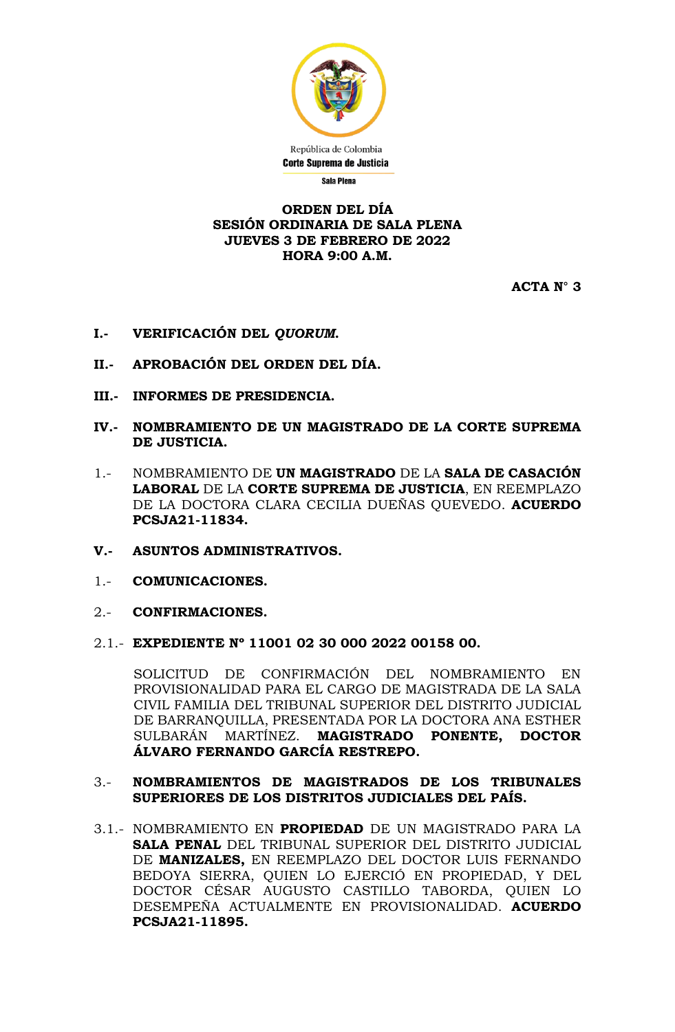República de Colombia
**Corte Suprema de Justicia**
**Sala Plena**

**ORDEN DEL DÍA**
**SESIÓN ORDINARIA DE SALA PLENA**
**JUEVES 3 DE FEBRERO DE 2022**
**HORA 9:00 A.M.**

**ACTA N° 3**

**I.- VERIFICACIÓN DEL *QUORUM*.**

**II.- APROBACIÓN DEL ORDEN DEL DÍA.**

**III.- INFORMES DE PRESIDENCIA.**

**IV.- NOMBRAMIENTO DE UN MAGISTRADO DE LA CORTE SUPREMA DE JUSTICIA.**

1.- NOMBRAMIENTO DE **UN MAGISTRADO** DE LA **SALA DE CASACIÓN LABORAL** DE LA **CORTE SUPREMA DE JUSTICIA**, EN REEMPLAZO DE LA DOCTORA CLARA CECILIA DUEÑAS QUEVEDO. **ACUERDO PCSJA21-11834.**

**V.- ASUNTOS ADMINISTRATIVOS.**

1.- **COMUNICACIONES.**

2.- **CONFIRMACIONES.**

2.1.- **EXPEDIENTE Nº 11001 02 30 000 2022 00158 00.**

SOLICITUD DE CONFIRMACIÓN DEL NOMBRAMIENTO EN PROVISIONALIDAD PARA EL CARGO DE MAGISTRADA DE LA SALA CIVIL FAMILIA DEL TRIBUNAL SUPERIOR DEL DISTRITO JUDICIAL DE BARRANQUILLA, PRESENTADA POR LA DOCTORA ANA ESTHER SULBARÁN MARTÍNEZ. **MAGISTRADO PONENTE, DOCTOR ÁLVARO FERNANDO GARCÍA RESTREPO.**

3.- **NOMBRAMIENTOS DE MAGISTRADOS DE LOS TRIBUNALES SUPERIORES DE LOS DISTRITOS JUDICIALES DEL PAÍS.**

3.1.- NOMBRAMIENTO EN **PROPIEDAD** DE UN MAGISTRADO PARA LA **SALA PENAL** DEL TRIBUNAL SUPERIOR DEL DISTRITO JUDICIAL DE **MANIZALES,** EN REEMPLAZO DEL DOCTOR LUIS FERNANDO BEDOYA SIERRA, QUIEN LO EJERCIÓ EN PROPIEDAD, Y DEL DOCTOR CÉSAR AUGUSTO CASTILLO TABORDA, QUIEN LO DESEMPEÑA ACTUALMENTE EN PROVISIONALIDAD. **ACUERDO PCSJA21-11895.**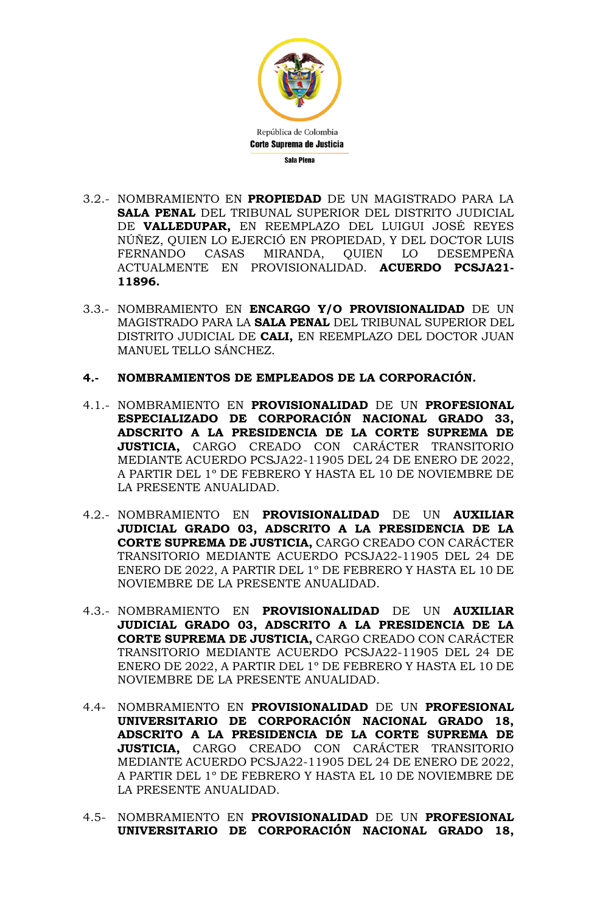3.2.- NOMBRAMIENTO EN **PROPIEDAD** DE UN MAGISTRADO PARA LA **SALA PENAL** DEL TRIBUNAL SUPERIOR DEL DISTRITO JUDICIAL DE **VALLEDUPAR,** EN REEMPLAZO DEL LUIGUI JOSÉ REYES NÚÑEZ, QUIEN LO EJERCIÓ EN PROPIEDAD, Y DEL DOCTOR LUIS FERNANDO CASAS MIRANDA, QUIEN LO DESEMPEÑA ACTUALMENTE EN PROVISIONALIDAD. **ACUERDO PCSJA21-11896.**

3.3.- NOMBRAMIENTO EN **ENCARGO Y/O PROVISIONALIDAD** DE UN MAGISTRADO PARA LA **SALA PENAL** DEL TRIBUNAL SUPERIOR DEL DISTRITO JUDICIAL DE **CALI,** EN REEMPLAZO DEL DOCTOR JUAN MANUEL TELLO SÁNCHEZ.

**4.- NOMBRAMIENTOS DE EMPLEADOS DE LA CORPORACIÓN.**

4.1.- NOMBRAMIENTO EN **PROVISIONALIDAD** DE UN **PROFESIONAL ESPECIALIZADO DE CORPORACIÓN NACIONAL GRADO 33, ADSCRITO A LA PRESIDENCIA DE LA CORTE SUPREMA DE JUSTICIA,** CARGO CREADO CON CARÁCTER TRANSITORIO MEDIANTE ACUERDO PCSJA22-11905 DEL 24 DE ENERO DE 2022, A PARTIR DEL 1º DE FEBRERO Y HASTA EL 10 DE NOVIEMBRE DE LA PRESENTE ANUALIDAD.

4.2.- NOMBRAMIENTO EN **PROVISIONALIDAD** DE UN **AUXILIAR JUDICIAL GRADO 03, ADSCRITO A LA PRESIDENCIA DE LA CORTE SUPREMA DE JUSTICIA,** CARGO CREADO CON CARÁCTER TRANSITORIO MEDIANTE ACUERDO PCSJA22-11905 DEL 24 DE ENERO DE 2022, A PARTIR DEL 1º DE FEBRERO Y HASTA EL 10 DE NOVIEMBRE DE LA PRESENTE ANUALIDAD.

4.3.- NOMBRAMIENTO EN **PROVISIONALIDAD** DE UN **AUXILIAR JUDICIAL GRADO 03, ADSCRITO A LA PRESIDENCIA DE LA CORTE SUPREMA DE JUSTICIA,** CARGO CREADO CON CARÁCTER TRANSITORIO MEDIANTE ACUERDO PCSJA22-11905 DEL 24 DE ENERO DE 2022, A PARTIR DEL 1º DE FEBRERO Y HASTA EL 10 DE NOVIEMBRE DE LA PRESENTE ANUALIDAD.

4.4- NOMBRAMIENTO EN **PROVISIONALIDAD** DE UN **PROFESIONAL UNIVERSITARIO DE CORPORACIÓN NACIONAL GRADO 18, ADSCRITO A LA PRESIDENCIA DE LA CORTE SUPREMA DE JUSTICIA,** CARGO CREADO CON CARÁCTER TRANSITORIO MEDIANTE ACUERDO PCSJA22-11905 DEL 24 DE ENERO DE 2022, A PARTIR DEL 1º DE FEBRERO Y HASTA EL 10 DE NOVIEMBRE DE LA PRESENTE ANUALIDAD.

4.5- NOMBRAMIENTO EN **PROVISIONALIDAD** DE UN **PROFESIONAL UNIVERSITARIO DE CORPORACIÓN NACIONAL GRADO 18,**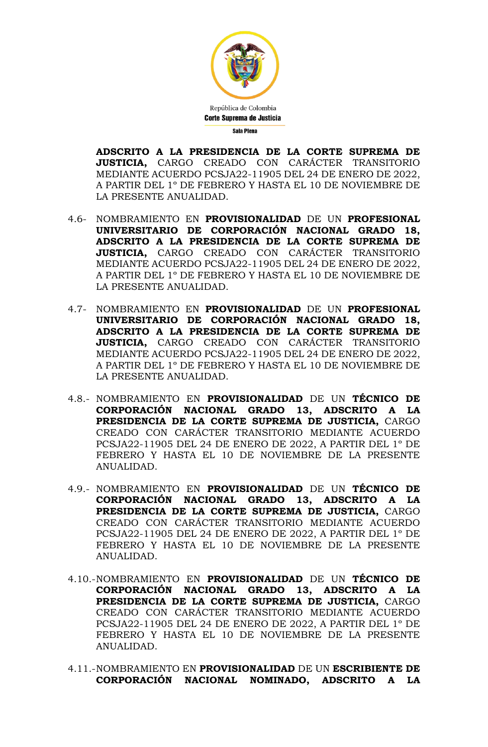**ADSCRITO A LA PRESIDENCIA DE LA CORTE SUPREMA DE JUSTICIA,** CARGO CREADO CON CARÁCTER TRANSITORIO MEDIANTE ACUERDO PCSJA22-11905 DEL 24 DE ENERO DE 2022, A PARTIR DEL 1º DE FEBRERO Y HASTA EL 10 DE NOVIEMBRE DE LA PRESENTE ANUALIDAD.

4.6- NOMBRAMIENTO EN **PROVISIONALIDAD** DE UN **PROFESIONAL UNIVERSITARIO DE CORPORACIÓN NACIONAL GRADO 18, ADSCRITO A LA PRESIDENCIA DE LA CORTE SUPREMA DE JUSTICIA,** CARGO CREADO CON CARÁCTER TRANSITORIO MEDIANTE ACUERDO PCSJA22-11905 DEL 24 DE ENERO DE 2022, A PARTIR DEL 1º DE FEBRERO Y HASTA EL 10 DE NOVIEMBRE DE LA PRESENTE ANUALIDAD.

4.7- NOMBRAMIENTO EN **PROVISIONALIDAD** DE UN **PROFESIONAL UNIVERSITARIO DE CORPORACIÓN NACIONAL GRADO 18, ADSCRITO A LA PRESIDENCIA DE LA CORTE SUPREMA DE JUSTICIA,** CARGO CREADO CON CARÁCTER TRANSITORIO MEDIANTE ACUERDO PCSJA22-11905 DEL 24 DE ENERO DE 2022, A PARTIR DEL 1º DE FEBRERO Y HASTA EL 10 DE NOVIEMBRE DE LA PRESENTE ANUALIDAD.

4.8.- NOMBRAMIENTO EN **PROVISIONALIDAD** DE UN **TÉCNICO DE CORPORACIÓN NACIONAL GRADO 13, ADSCRITO A LA PRESIDENCIA DE LA CORTE SUPREMA DE JUSTICIA,** CARGO CREADO CON CARÁCTER TRANSITORIO MEDIANTE ACUERDO PCSJA22-11905 DEL 24 DE ENERO DE 2022, A PARTIR DEL 1º DE FEBRERO Y HASTA EL 10 DE NOVIEMBRE DE LA PRESENTE ANUALIDAD.

4.9.- NOMBRAMIENTO EN **PROVISIONALIDAD** DE UN **TÉCNICO DE CORPORACIÓN NACIONAL GRADO 13, ADSCRITO A LA PRESIDENCIA DE LA CORTE SUPREMA DE JUSTICIA,** CARGO CREADO CON CARÁCTER TRANSITORIO MEDIANTE ACUERDO PCSJA22-11905 DEL 24 DE ENERO DE 2022, A PARTIR DEL 1º DE FEBRERO Y HASTA EL 10 DE NOVIEMBRE DE LA PRESENTE ANUALIDAD.

4.10.-NOMBRAMIENTO EN **PROVISIONALIDAD** DE UN **TÉCNICO DE CORPORACIÓN NACIONAL GRADO 13, ADSCRITO A LA PRESIDENCIA DE LA CORTE SUPREMA DE JUSTICIA,** CARGO CREADO CON CARÁCTER TRANSITORIO MEDIANTE ACUERDO PCSJA22-11905 DEL 24 DE ENERO DE 2022, A PARTIR DEL 1º DE FEBRERO Y HASTA EL 10 DE NOVIEMBRE DE LA PRESENTE ANUALIDAD.

4.11.-NOMBRAMIENTO EN **PROVISIONALIDAD** DE UN **ESCRIBIENTE DE CORPORACIÓN NACIONAL NOMINADO, ADSCRITO A LA**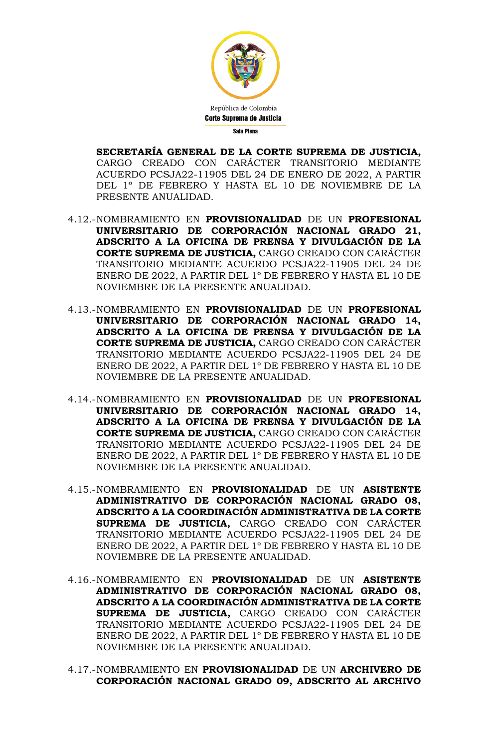**SECRETARÍA GENERAL DE LA CORTE SUPREMA DE JUSTICIA,** CARGO CREADO CON CARÁCTER TRANSITORIO MEDIANTE ACUERDO PCSJA22-11905 DEL 24 DE ENERO DE 2022, A PARTIR DEL 1º DE FEBRERO Y HASTA EL 10 DE NOVIEMBRE DE LA PRESENTE ANUALIDAD.

4.12.-NOMBRAMIENTO EN **PROVISIONALIDAD** DE UN **PROFESIONAL UNIVERSITARIO DE CORPORACIÓN NACIONAL GRADO 21, ADSCRITO A LA OFICINA DE PRENSA Y DIVULGACIÓN DE LA CORTE SUPREMA DE JUSTICIA,** CARGO CREADO CON CARÁCTER TRANSITORIO MEDIANTE ACUERDO PCSJA22-11905 DEL 24 DE ENERO DE 2022, A PARTIR DEL 1º DE FEBRERO Y HASTA EL 10 DE NOVIEMBRE DE LA PRESENTE ANUALIDAD.

4.13.-NOMBRAMIENTO EN **PROVISIONALIDAD** DE UN **PROFESIONAL UNIVERSITARIO DE CORPORACIÓN NACIONAL GRADO 14, ADSCRITO A LA OFICINA DE PRENSA Y DIVULGACIÓN DE LA CORTE SUPREMA DE JUSTICIA,** CARGO CREADO CON CARÁCTER TRANSITORIO MEDIANTE ACUERDO PCSJA22-11905 DEL 24 DE ENERO DE 2022, A PARTIR DEL 1º DE FEBRERO Y HASTA EL 10 DE NOVIEMBRE DE LA PRESENTE ANUALIDAD.

4.14.-NOMBRAMIENTO EN **PROVISIONALIDAD** DE UN **PROFESIONAL UNIVERSITARIO DE CORPORACIÓN NACIONAL GRADO 14, ADSCRITO A LA OFICINA DE PRENSA Y DIVULGACIÓN DE LA CORTE SUPREMA DE JUSTICIA,** CARGO CREADO CON CARÁCTER TRANSITORIO MEDIANTE ACUERDO PCSJA22-11905 DEL 24 DE ENERO DE 2022, A PARTIR DEL 1º DE FEBRERO Y HASTA EL 10 DE NOVIEMBRE DE LA PRESENTE ANUALIDAD.

4.15.-NOMBRAMIENTO EN **PROVISIONALIDAD** DE UN **ASISTENTE ADMINISTRATIVO DE CORPORACIÓN NACIONAL GRADO 08, ADSCRITO A LA COORDINACIÓN ADMINISTRATIVA DE LA CORTE SUPREMA DE JUSTICIA,** CARGO CREADO CON CARÁCTER TRANSITORIO MEDIANTE ACUERDO PCSJA22-11905 DEL 24 DE ENERO DE 2022, A PARTIR DEL 1º DE FEBRERO Y HASTA EL 10 DE NOVIEMBRE DE LA PRESENTE ANUALIDAD.

4.16.-NOMBRAMIENTO EN **PROVISIONALIDAD** DE UN **ASISTENTE ADMINISTRATIVO DE CORPORACIÓN NACIONAL GRADO 08, ADSCRITO A LA COORDINACIÓN ADMINISTRATIVA DE LA CORTE SUPREMA DE JUSTICIA,** CARGO CREADO CON CARÁCTER TRANSITORIO MEDIANTE ACUERDO PCSJA22-11905 DEL 24 DE ENERO DE 2022, A PARTIR DEL 1º DE FEBRERO Y HASTA EL 10 DE NOVIEMBRE DE LA PRESENTE ANUALIDAD.

4.17.-NOMBRAMIENTO EN **PROVISIONALIDAD** DE UN **ARCHIVERO DE CORPORACIÓN NACIONAL GRADO 09, ADSCRITO AL ARCHIVO**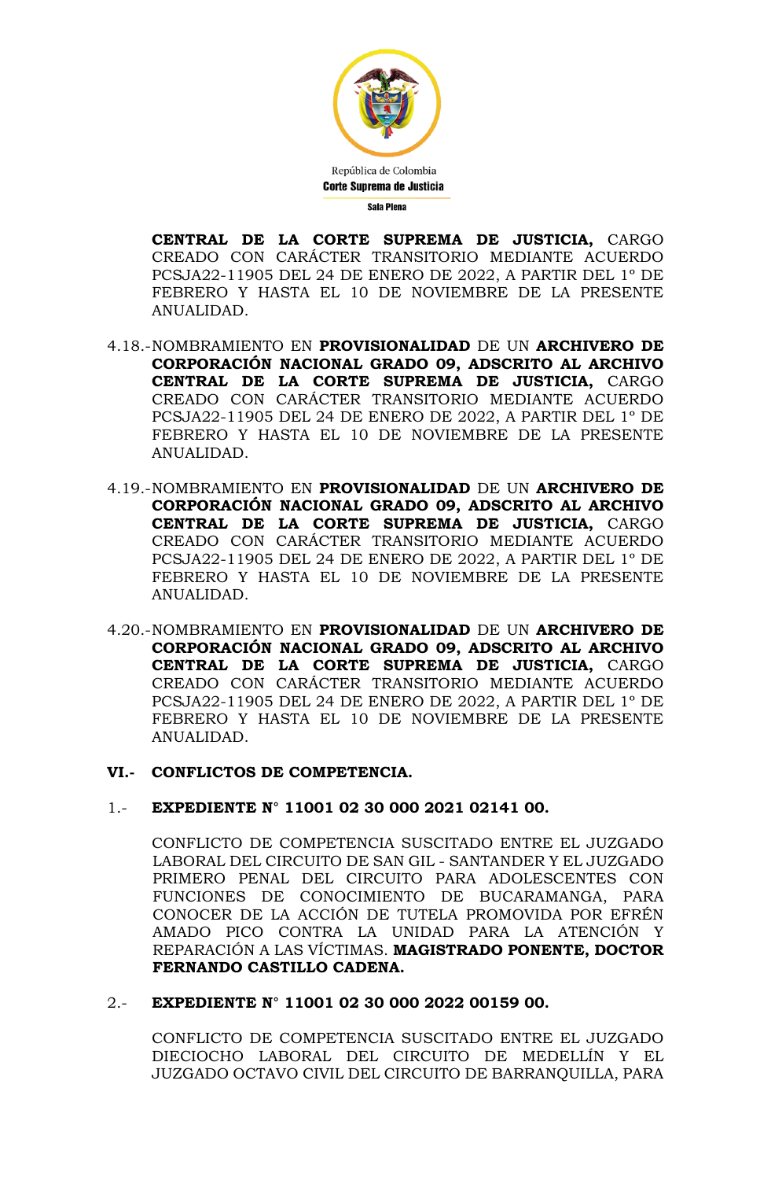**CENTRAL DE LA CORTE SUPREMA DE JUSTICIA,** CARGO CREADO CON CARÁCTER TRANSITORIO MEDIANTE ACUERDO PCSJA22-11905 DEL 24 DE ENERO DE 2022, A PARTIR DEL 1º DE FEBRERO Y HASTA EL 10 DE NOVIEMBRE DE LA PRESENTE ANUALIDAD.

4.18.-NOMBRAMIENTO EN **PROVISIONALIDAD** DE UN **ARCHIVERO DE CORPORACIÓN NACIONAL GRADO 09, ADSCRITO AL ARCHIVO CENTRAL DE LA CORTE SUPREMA DE JUSTICIA,** CARGO CREADO CON CARÁCTER TRANSITORIO MEDIANTE ACUERDO PCSJA22-11905 DEL 24 DE ENERO DE 2022, A PARTIR DEL 1º DE FEBRERO Y HASTA EL 10 DE NOVIEMBRE DE LA PRESENTE ANUALIDAD.

4.19.-NOMBRAMIENTO EN **PROVISIONALIDAD** DE UN **ARCHIVERO DE CORPORACIÓN NACIONAL GRADO 09, ADSCRITO AL ARCHIVO CENTRAL DE LA CORTE SUPREMA DE JUSTICIA,** CARGO CREADO CON CARÁCTER TRANSITORIO MEDIANTE ACUERDO PCSJA22-11905 DEL 24 DE ENERO DE 2022, A PARTIR DEL 1º DE FEBRERO Y HASTA EL 10 DE NOVIEMBRE DE LA PRESENTE ANUALIDAD.

4.20.-NOMBRAMIENTO EN **PROVISIONALIDAD** DE UN **ARCHIVERO DE CORPORACIÓN NACIONAL GRADO 09, ADSCRITO AL ARCHIVO CENTRAL DE LA CORTE SUPREMA DE JUSTICIA,** CARGO CREADO CON CARÁCTER TRANSITORIO MEDIANTE ACUERDO PCSJA22-11905 DEL 24 DE ENERO DE 2022, A PARTIR DEL 1º DE FEBRERO Y HASTA EL 10 DE NOVIEMBRE DE LA PRESENTE ANUALIDAD.

## VI.- CONFLICTOS DE COMPETENCIA.

1.- **EXPEDIENTE N° 11001 02 30 000 2021 02141 00.**

CONFLICTO DE COMPETENCIA SUSCITADO ENTRE EL JUZGADO LABORAL DEL CIRCUITO DE SAN GIL - SANTANDER Y EL JUZGADO PRIMERO PENAL DEL CIRCUITO PARA ADOLESCENTES CON FUNCIONES DE CONOCIMIENTO DE BUCARAMANGA, PARA CONOCER DE LA ACCIÓN DE TUTELA PROMOVIDA POR EFRÉN AMADO PICO CONTRA LA UNIDAD PARA LA ATENCIÓN Y REPARACIÓN A LAS VÍCTIMAS. **MAGISTRADO PONENTE, DOCTOR FERNANDO CASTILLO CADENA.**

2.- **EXPEDIENTE N° 11001 02 30 000 2022 00159 00.**

CONFLICTO DE COMPETENCIA SUSCITADO ENTRE EL JUZGADO DIECIOCHO LABORAL DEL CIRCUITO DE MEDELLÍN Y EL JUZGADO OCTAVO CIVIL DEL CIRCUITO DE BARRANQUILLA, PARA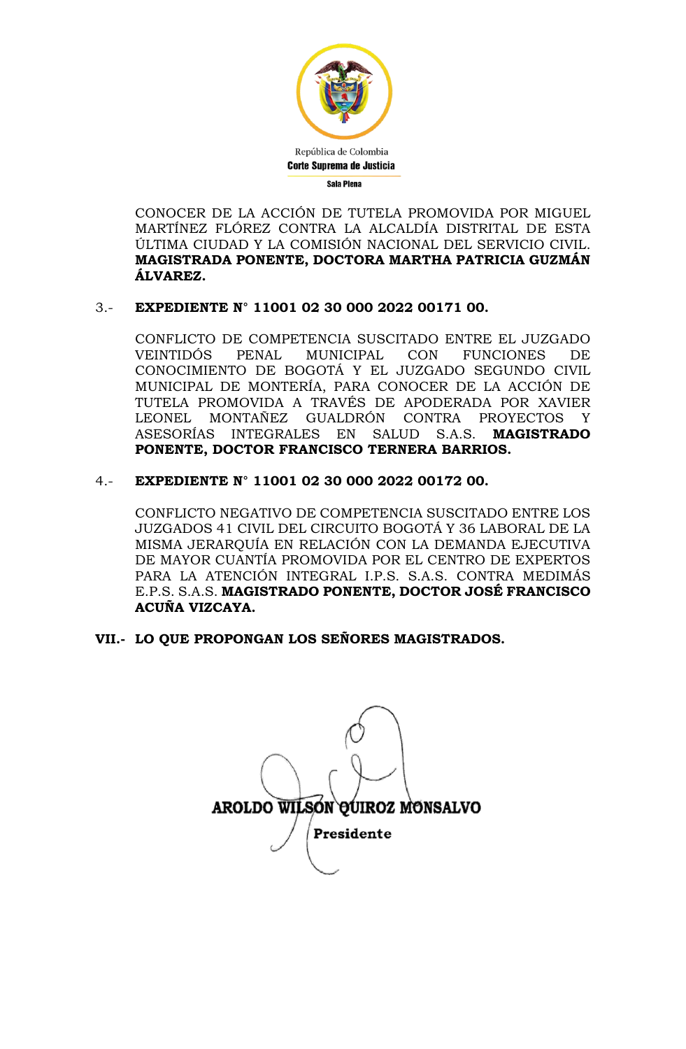República de Colombia
**Corte Suprema de Justicia**
**Sala Plena**

CONOCER DE LA ACCIÓN DE TUTELA PROMOVIDA POR MIGUEL MARTÍNEZ FLÓREZ CONTRA LA ALCALDÍA DISTRITAL DE ESTA ÚLTIMA CIUDAD Y LA COMISIÓN NACIONAL DEL SERVICIO CIVIL. **MAGISTRADA PONENTE, DOCTORA MARTHA PATRICIA GUZMÁN ÁLVAREZ.**

3.- **EXPEDIENTE N° 11001 02 30 000 2022 00171 00.**

CONFLICTO DE COMPETENCIA SUSCITADO ENTRE EL JUZGADO VEINTIDÓS PENAL MUNICIPAL CON FUNCIONES DE CONOCIMIENTO DE BOGOTÁ Y EL JUZGADO SEGUNDO CIVIL MUNICIPAL DE MONTERÍA, PARA CONOCER DE LA ACCIÓN DE TUTELA PROMOVIDA A TRAVÉS DE APODERADA POR XAVIER LEONEL MONTAÑEZ GUALDRÓN CONTRA PROYECTOS Y ASESORÍAS INTEGRALES EN SALUD S.A.S. **MAGISTRADO PONENTE, DOCTOR FRANCISCO TERNERA BARRIOS.**

4.- **EXPEDIENTE N° 11001 02 30 000 2022 00172 00.**

CONFLICTO NEGATIVO DE COMPETENCIA SUSCITADO ENTRE LOS JUZGADOS 41 CIVIL DEL CIRCUITO BOGOTÁ Y 36 LABORAL DE LA MISMA JERARQUÍA EN RELACIÓN CON LA DEMANDA EJECUTIVA DE MAYOR CUANTÍA PROMOVIDA POR EL CENTRO DE EXPERTOS PARA LA ATENCIÓN INTEGRAL I.P.S. S.A.S. CONTRA MEDIMÁS E.P.S. S.A.S. **MAGISTRADO PONENTE, DOCTOR JOSÉ FRANCISCO ACUÑA VIZCAYA.**

**VII.- LO QUE PROPONGAN LOS SEÑORES MAGISTRADOS.**

**AROLDO WILSON QUIROZ MONSALVO**
**Presidente**